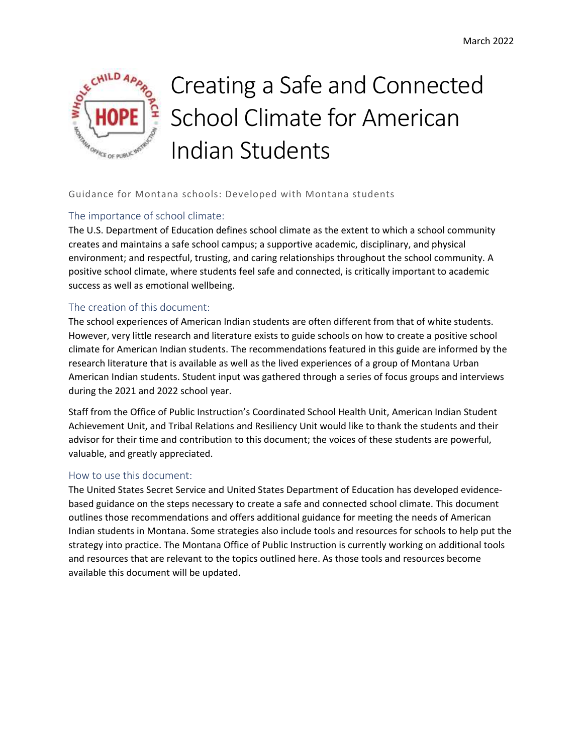March 2022

# Creating a Safe and Connected School Climate for American Indian Students

Guidance for Montana schools: Developed with Montana students

## The importance of school climate:

The U.S. Department of Education defines school climate as the extent to which a school community creates and maintains a safe school campus; a supportive academic, disciplinary, and physical environment; and respectful, trusting, and caring relationships throughout the school community. A positive school climate, where students feel safe and connected, is critically important to academic success as well as emotional wellbeing.

## The creation of this document:

The school experiences of American Indian students are often different from that of white students. However, very little research and literature exists to guide schools on how to create a positive school climate for American Indian students. The recommendations featured in this guide are informed by the research literature that is available as well as the lived experiences of a group of Montana Urban American Indian students. Student input was gathered through a series of focus groups and interviews during the 2021 and 2022 school year.

Staff from the Office of Public Instruction's Coordinated School Health Unit, American Indian Student Achievement Unit, and Tribal Relations and Resiliency Unit would like to thank the students and their advisor for their time and contribution to this document; the voices of these students are powerful, valuable, and greatly appreciated.

## How to use this document:

The United States Secret Service and United States Department of Education has developed evidence-based guidance on the steps necessary to create a safe and connected school climate. This document outlines those recommendations and offers additional guidance for meeting the needs of American Indian students in Montana. Some strategies also include tools and resources for schools to help put the strategy into practice. The Montana Office of Public Instruction is currently working on additional tools and resources that are relevant to the topics outlined here. As those tools and resources become available this document will be updated.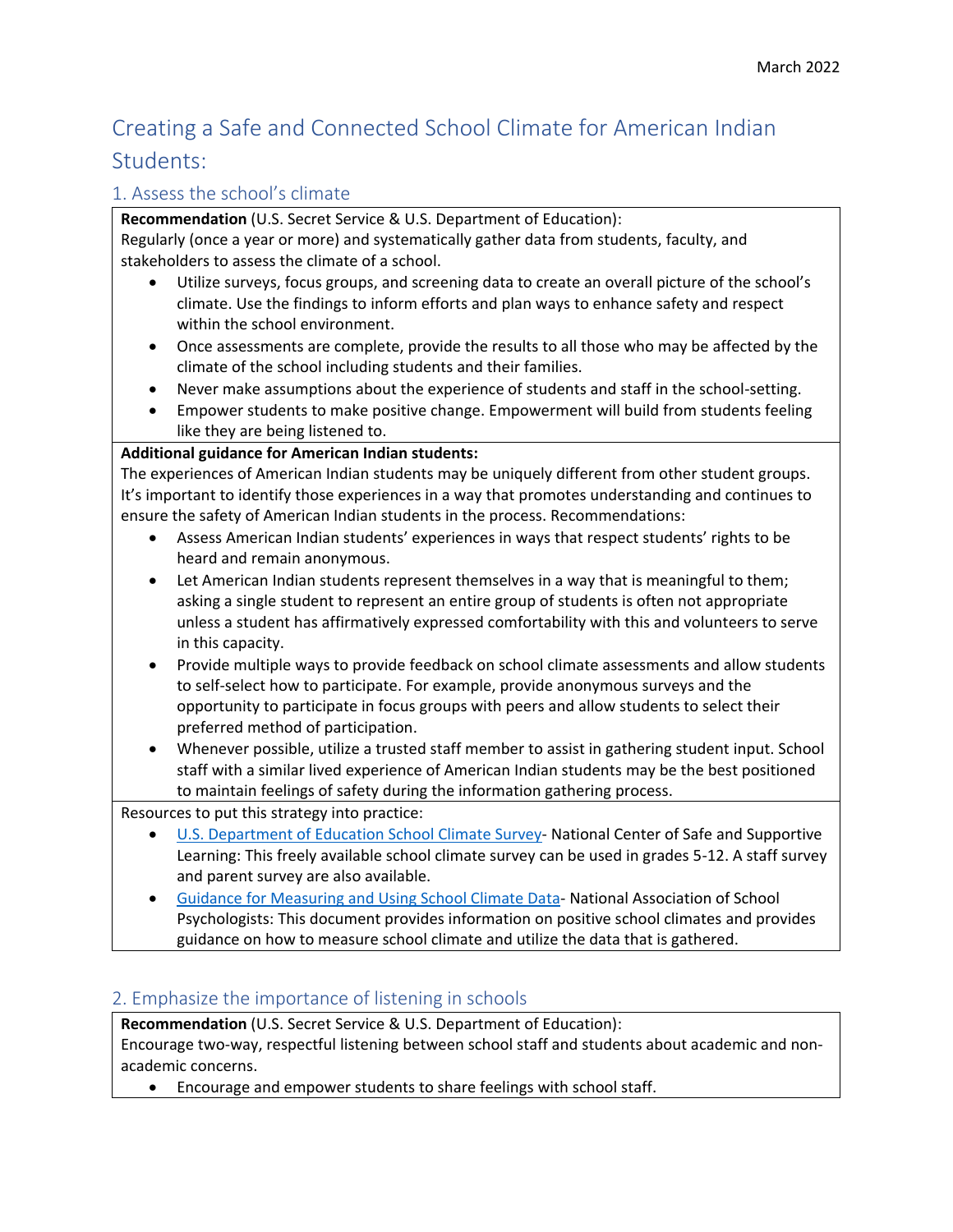March 2022

# Creating a Safe and Connected School Climate for American Indian Students:

## 1. Assess the school's climate

**Recommendation** (U.S. Secret Service & U.S. Department of Education):
Regularly (once a year or more) and systematically gather data from students, faculty, and stakeholders to assess the climate of a school.

- Utilize surveys, focus groups, and screening data to create an overall picture of the school's climate. Use the findings to inform efforts and plan ways to enhance safety and respect within the school environment.
- Once assessments are complete, provide the results to all those who may be affected by the climate of the school including students and their families.
- Never make assumptions about the experience of students and staff in the school-setting.
- Empower students to make positive change. Empowerment will build from students feeling like they are being listened to.

**Additional guidance for American Indian students:**
The experiences of American Indian students may be uniquely different from other student groups. It's important to identify those experiences in a way that promotes understanding and continues to ensure the safety of American Indian students in the process. Recommendations:

- Assess American Indian students' experiences in ways that respect students' rights to be heard and remain anonymous.
- Let American Indian students represent themselves in a way that is meaningful to them; asking a single student to represent an entire group of students is often not appropriate unless a student has affirmatively expressed comfortability with this and volunteers to serve in this capacity.
- Provide multiple ways to provide feedback on school climate assessments and allow students to self-select how to participate. For example, provide anonymous surveys and the opportunity to participate in focus groups with peers and allow students to select their preferred method of participation.
- Whenever possible, utilize a trusted staff member to assist in gathering student input. School staff with a similar lived experience of American Indian students may be the best positioned to maintain feelings of safety during the information gathering process.

Resources to put this strategy into practice:

- U.S. Department of Education School Climate Survey- National Center of Safe and Supportive Learning: This freely available school climate survey can be used in grades 5-12. A staff survey and parent survey are also available.
- Guidance for Measuring and Using School Climate Data- National Association of School Psychologists: This document provides information on positive school climates and provides guidance on how to measure school climate and utilize the data that is gathered.

## 2. Emphasize the importance of listening in schools

**Recommendation** (U.S. Secret Service & U.S. Department of Education):
Encourage two-way, respectful listening between school staff and students about academic and non-academic concerns.

- Encourage and empower students to share feelings with school staff.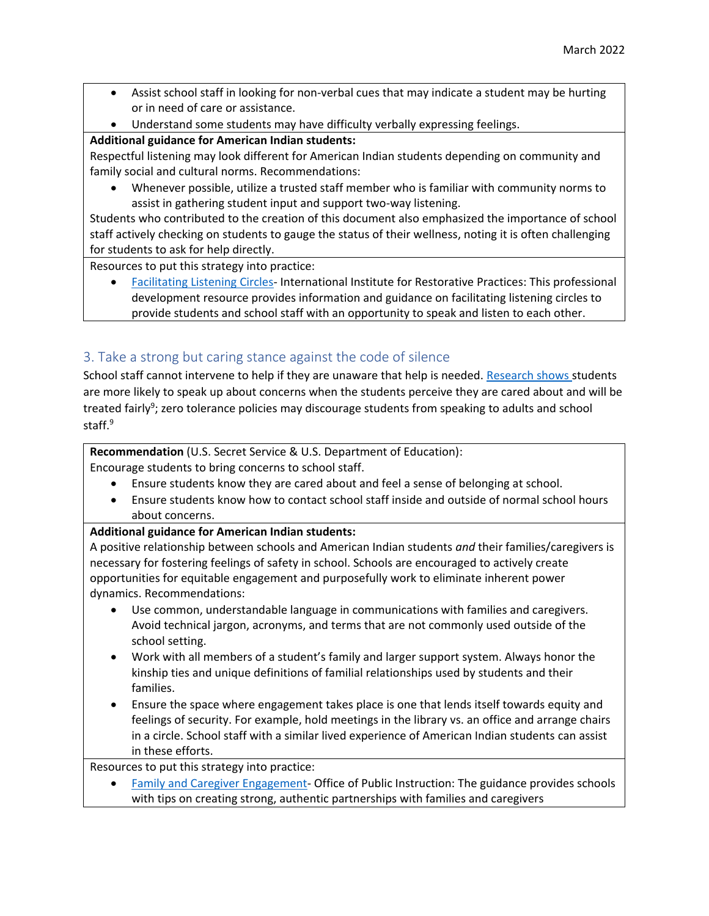- Assist school staff in looking for non-verbal cues that may indicate a student may be hurting or in need of care or assistance.
- Understand some students may have difficulty verbally expressing feelings.

**Additional guidance for American Indian students:**

Respectful listening may look different for American Indian students depending on community and family social and cultural norms. Recommendations:

- Whenever possible, utilize a trusted staff member who is familiar with community norms to assist in gathering student input and support two-way listening.

Students who contributed to the creation of this document also emphasized the importance of school staff actively checking on students to gauge the status of their wellness, noting it is often challenging for students to ask for help directly.

Resources to put this strategy into practice:

- Facilitating Listening Circles- International Institute for Restorative Practices: This professional development resource provides information and guidance on facilitating listening circles to provide students and school staff with an opportunity to speak and listen to each other.

## 3. Take a strong but caring stance against the code of silence

School staff cannot intervene to help if they are unaware that help is needed. Research shows students are more likely to speak up about concerns when the students perceive they are cared about and will be treated fairly[9]; zero tolerance policies may discourage students from speaking to adults and school staff.[9]

**Recommendation** (U.S. Secret Service & U.S. Department of Education):

Encourage students to bring concerns to school staff.

- Ensure students know they are cared about and feel a sense of belonging at school.
- Ensure students know how to contact school staff inside and outside of normal school hours about concerns.

**Additional guidance for American Indian students:**

A positive relationship between schools and American Indian students *and* their families/caregivers is necessary for fostering feelings of safety in school. Schools are encouraged to actively create opportunities for equitable engagement and purposefully work to eliminate inherent power dynamics. Recommendations:

- Use common, understandable language in communications with families and caregivers. Avoid technical jargon, acronyms, and terms that are not commonly used outside of the school setting.
- Work with all members of a student's family and larger support system. Always honor the kinship ties and unique definitions of familial relationships used by students and their families.
- Ensure the space where engagement takes place is one that lends itself towards equity and feelings of security. For example, hold meetings in the library vs. an office and arrange chairs in a circle. School staff with a similar lived experience of American Indian students can assist in these efforts.

Resources to put this strategy into practice:

- Family and Caregiver Engagement- Office of Public Instruction: The guidance provides schools with tips on creating strong, authentic partnerships with families and caregivers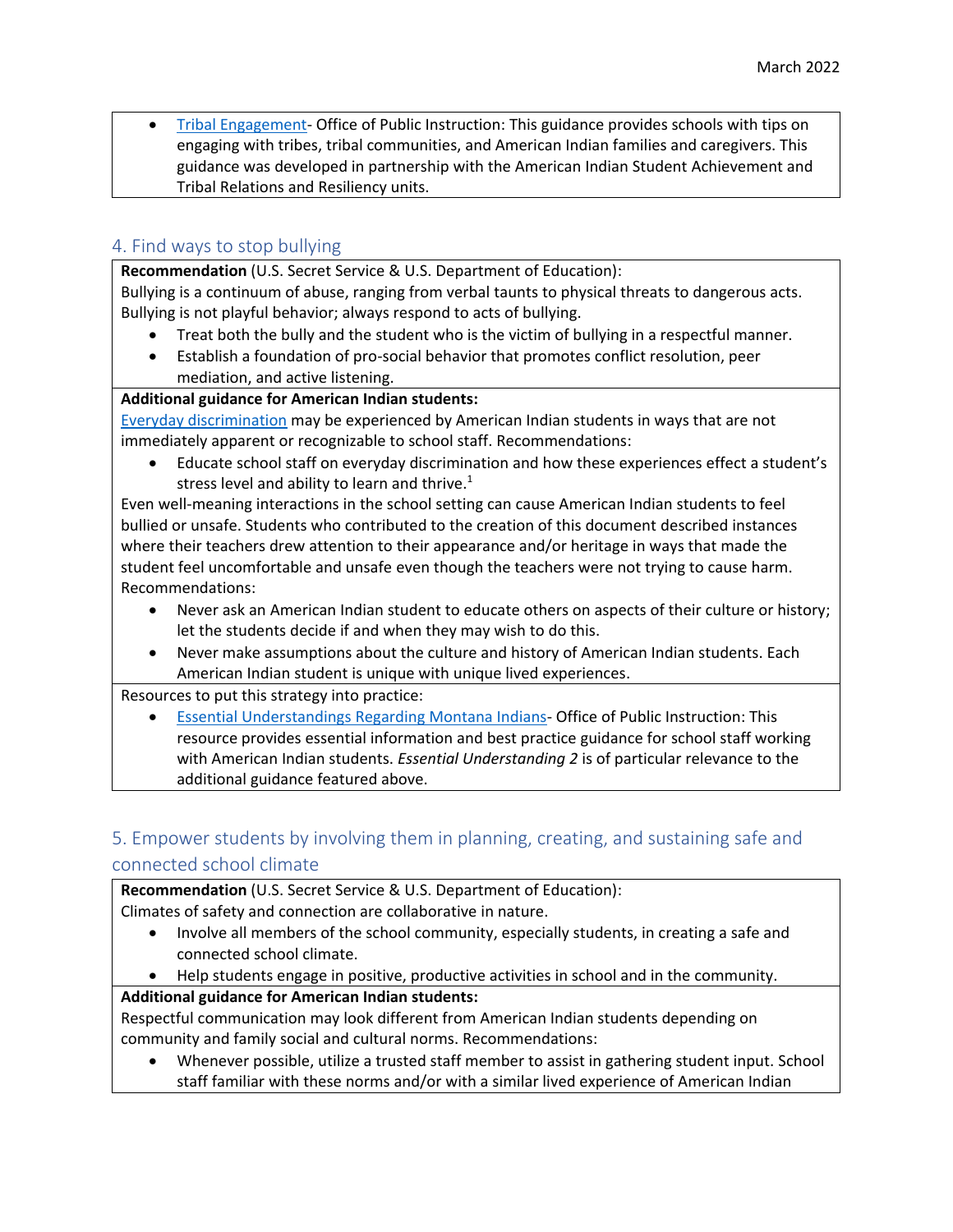- Tribal Engagement- Office of Public Instruction: This guidance provides schools with tips on engaging with tribes, tribal communities, and American Indian families and caregivers. This guidance was developed in partnership with the American Indian Student Achievement and Tribal Relations and Resiliency units.

## 4. Find ways to stop bullying

**Recommendation** (U.S. Secret Service & U.S. Department of Education):
Bullying is a continuum of abuse, ranging from verbal taunts to physical threats to dangerous acts. Bullying is not playful behavior; always respond to acts of bullying.

- Treat both the bully and the student who is the victim of bullying in a respectful manner.
- Establish a foundation of pro-social behavior that promotes conflict resolution, peer mediation, and active listening.

**Additional guidance for American Indian students:**
Everyday discrimination may be experienced by American Indian students in ways that are not immediately apparent or recognizable to school staff. Recommendations:

- Educate school staff on everyday discrimination and how these experiences effect a student's stress level and ability to learn and thrive.[1]

Even well-meaning interactions in the school setting can cause American Indian students to feel bullied or unsafe. Students who contributed to the creation of this document described instances where their teachers drew attention to their appearance and/or heritage in ways that made the student feel uncomfortable and unsafe even though the teachers were not trying to cause harm. Recommendations:

- Never ask an American Indian student to educate others on aspects of their culture or history; let the students decide if and when they may wish to do this.
- Never make assumptions about the culture and history of American Indian students. Each American Indian student is unique with unique lived experiences.

Resources to put this strategy into practice:

- Essential Understandings Regarding Montana Indians- Office of Public Instruction: This resource provides essential information and best practice guidance for school staff working with American Indian students. *Essential Understanding 2* is of particular relevance to the additional guidance featured above.

## 5. Empower students by involving them in planning, creating, and sustaining safe and connected school climate

**Recommendation** (U.S. Secret Service & U.S. Department of Education):
Climates of safety and connection are collaborative in nature.

- Involve all members of the school community, especially students, in creating a safe and connected school climate.
- Help students engage in positive, productive activities in school and in the community.

**Additional guidance for American Indian students:**
Respectful communication may look different from American Indian students depending on community and family social and cultural norms. Recommendations:

- Whenever possible, utilize a trusted staff member to assist in gathering student input. School staff familiar with these norms and/or with a similar lived experience of American Indian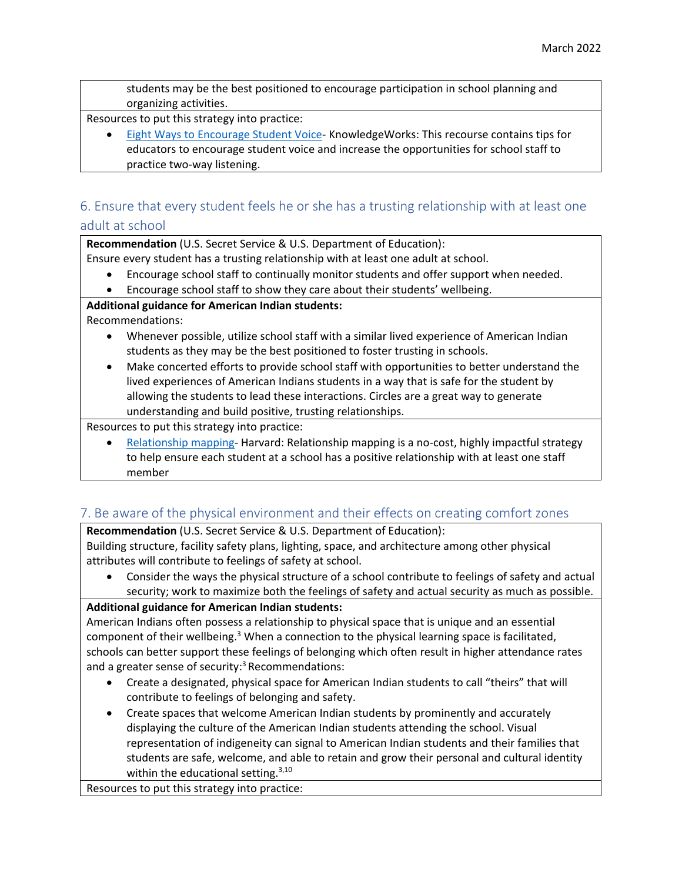students may be the best positioned to encourage participation in school planning and organizing activities.

Resources to put this strategy into practice:

- Eight Ways to Encourage Student Voice- KnowledgeWorks: This recourse contains tips for educators to encourage student voice and increase the opportunities for school staff to practice two-way listening.

## 6. Ensure that every student feels he or she has a trusting relationship with at least one adult at school

**Recommendation** (U.S. Secret Service & U.S. Department of Education):
Ensure every student has a trusting relationship with at least one adult at school.

- Encourage school staff to continually monitor students and offer support when needed.
- Encourage school staff to show they care about their students' wellbeing.

**Additional guidance for American Indian students:**
Recommendations:

- Whenever possible, utilize school staff with a similar lived experience of American Indian students as they may be the best positioned to foster trusting in schools.
- Make concerted efforts to provide school staff with opportunities to better understand the lived experiences of American Indians students in a way that is safe for the student by allowing the students to lead these interactions. Circles are a great way to generate understanding and build positive, trusting relationships.

Resources to put this strategy into practice:

- Relationship mapping- Harvard: Relationship mapping is a no-cost, highly impactful strategy to help ensure each student at a school has a positive relationship with at least one staff member

## 7. Be aware of the physical environment and their effects on creating comfort zones

**Recommendation** (U.S. Secret Service & U.S. Department of Education):
Building structure, facility safety plans, lighting, space, and architecture among other physical attributes will contribute to feelings of safety at school.

- Consider the ways the physical structure of a school contribute to feelings of safety and actual security; work to maximize both the feelings of safety and actual security as much as possible.

**Additional guidance for American Indian students:**
American Indians often possess a relationship to physical space that is unique and an essential component of their wellbeing.[3] When a connection to the physical learning space is facilitated, schools can better support these feelings of belonging which often result in higher attendance rates and a greater sense of security:[3] Recommendations:

- Create a designated, physical space for American Indian students to call "theirs" that will contribute to feelings of belonging and safety.
- Create spaces that welcome American Indian students by prominently and accurately displaying the culture of the American Indian students attending the school. Visual representation of indigeneity can signal to American Indian students and their families that students are safe, welcome, and able to retain and grow their personal and cultural identity within the educational setting.[3,10]

Resources to put this strategy into practice: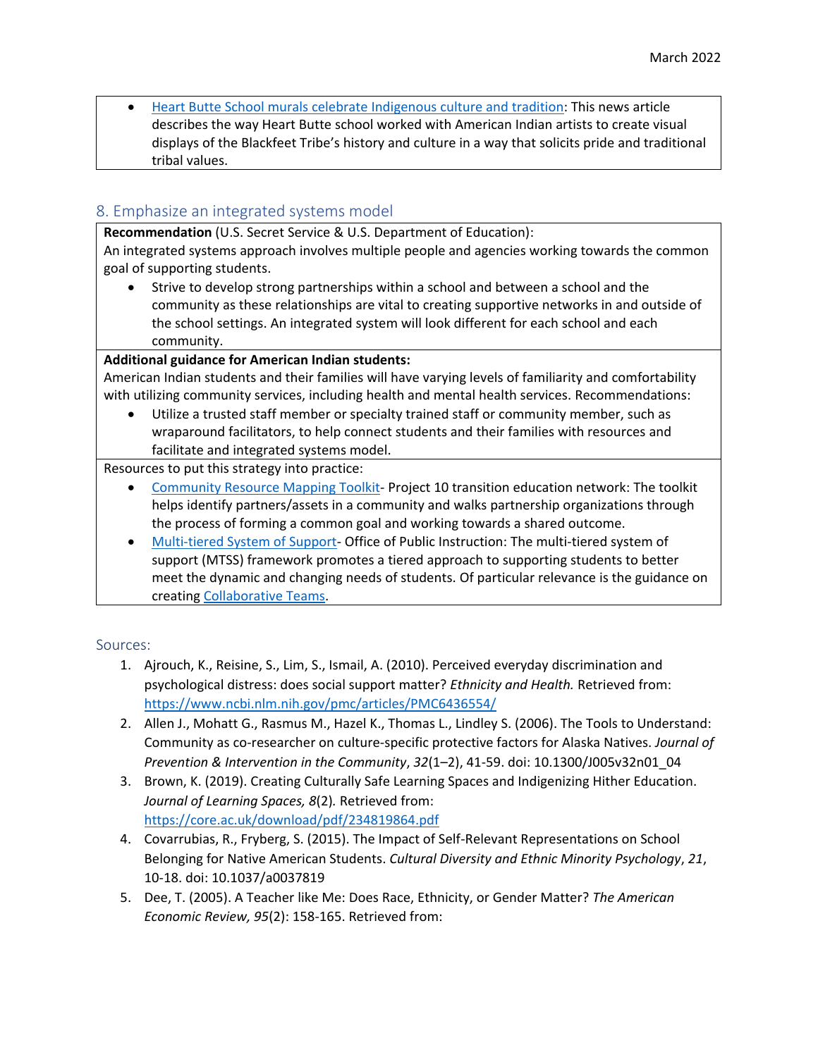- [Heart Butte School murals celebrate Indigenous culture and tradition](): This news article describes the way Heart Butte school worked with American Indian artists to create visual displays of the Blackfeet Tribe's history and culture in a way that solicits pride and traditional tribal values.

## 8. Emphasize an integrated systems model

**Recommendation** (U.S. Secret Service & U.S. Department of Education):
An integrated systems approach involves multiple people and agencies working towards the common goal of supporting students.

- Strive to develop strong partnerships within a school and between a school and the community as these relationships are vital to creating supportive networks in and outside of the school settings. An integrated system will look different for each school and each community.

**Additional guidance for American Indian students:**
American Indian students and their families will have varying levels of familiarity and comfortability with utilizing community services, including health and mental health services. Recommendations:

- Utilize a trusted staff member or specialty trained staff or community member, such as wraparound facilitators, to help connect students and their families with resources and facilitate and integrated systems model.

Resources to put this strategy into practice:

- [Community Resource Mapping Toolkit]()- Project 10 transition education network: The toolkit helps identify partners/assets in a community and walks partnership organizations through the process of forming a common goal and working towards a shared outcome.
- [Multi-tiered System of Support]()- Office of Public Instruction: The multi-tiered system of support (MTSS) framework promotes a tiered approach to supporting students to better meet the dynamic and changing needs of students. Of particular relevance is the guidance on creating [Collaborative Teams]().

Sources:

1. Ajrouch, K., Reisine, S., Lim, S., Ismail, A. (2010). Perceived everyday discrimination and psychological distress: does social support matter? *Ethnicity and Health.* Retrieved from: https://www.ncbi.nlm.nih.gov/pmc/articles/PMC6436554/
2. Allen J., Mohatt G., Rasmus M., Hazel K., Thomas L., Lindley S. (2006). The Tools to Understand: Community as co-researcher on culture-specific protective factors for Alaska Natives. *Journal of Prevention & Intervention in the Community*, *32*(1–2), 41-59. doi: 10.1300/J005v32n01_04
3. Brown, K. (2019). Creating Culturally Safe Learning Spaces and Indigenizing Hither Education. *Journal of Learning Spaces, 8*(2). Retrieved from: https://core.ac.uk/download/pdf/234819864.pdf
4. Covarrubias, R., Fryberg, S. (2015). The Impact of Self-Relevant Representations on School Belonging for Native American Students. *Cultural Diversity and Ethnic Minority Psychology*, *21*, 10-18. doi: 10.1037/a0037819
5. Dee, T. (2005). A Teacher like Me: Does Race, Ethnicity, or Gender Matter? *The American Economic Review, 95*(2): 158-165. Retrieved from: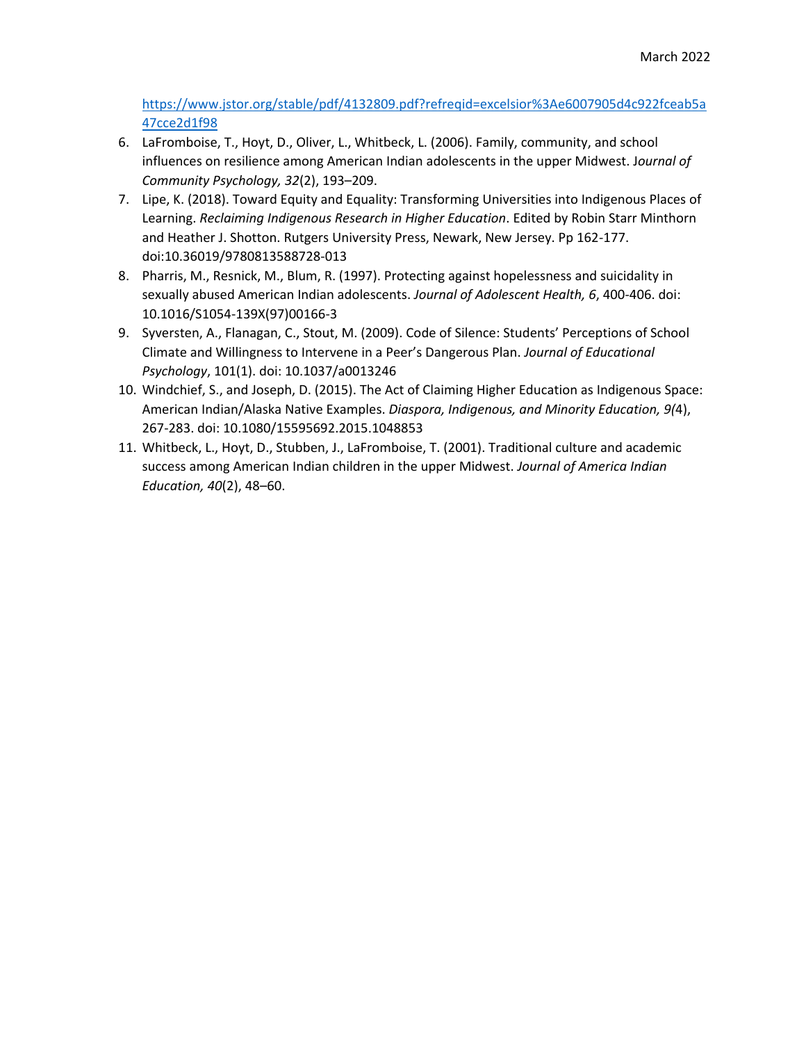https://www.jstor.org/stable/pdf/4132809.pdf?refreqid=excelsior%3Ae6007905d4c922fceab5a47cce2d1f98

6. LaFromboise, T., Hoyt, D., Oliver, L., Whitbeck, L. (2006). Family, community, and school influences on resilience among American Indian adolescents in the upper Midwest. J*ournal of Community Psychology, 32*(2), 193–209.
7. Lipe, K. (2018). Toward Equity and Equality: Transforming Universities into Indigenous Places of Learning. *Reclaiming Indigenous Research in Higher Education*. Edited by Robin Starr Minthorn and Heather J. Shotton. Rutgers University Press, Newark, New Jersey. Pp 162-177. doi:10.36019/9780813588728-013
8. Pharris, M., Resnick, M., Blum, R. (1997). Protecting against hopelessness and suicidality in sexually abused American Indian adolescents. *Journal of Adolescent Health, 6*, 400-406. doi: 10.1016/S1054-139X(97)00166-3
9. Syversten, A., Flanagan, C., Stout, M. (2009). Code of Silence: Students' Perceptions of School Climate and Willingness to Intervene in a Peer's Dangerous Plan. *Journal of Educational Psychology*, 101(1). doi: 10.1037/a0013246
10. Windchief, S., and Joseph, D. (2015). The Act of Claiming Higher Education as Indigenous Space: American Indian/Alaska Native Examples. *Diaspora, Indigenous, and Minority Education, 9(*4), 267-283. doi: 10.1080/15595692.2015.1048853
11. Whitbeck, L., Hoyt, D., Stubben, J., LaFromboise, T. (2001). Traditional culture and academic success among American Indian children in the upper Midwest. *Journal of America Indian Education, 40*(2), 48–60.